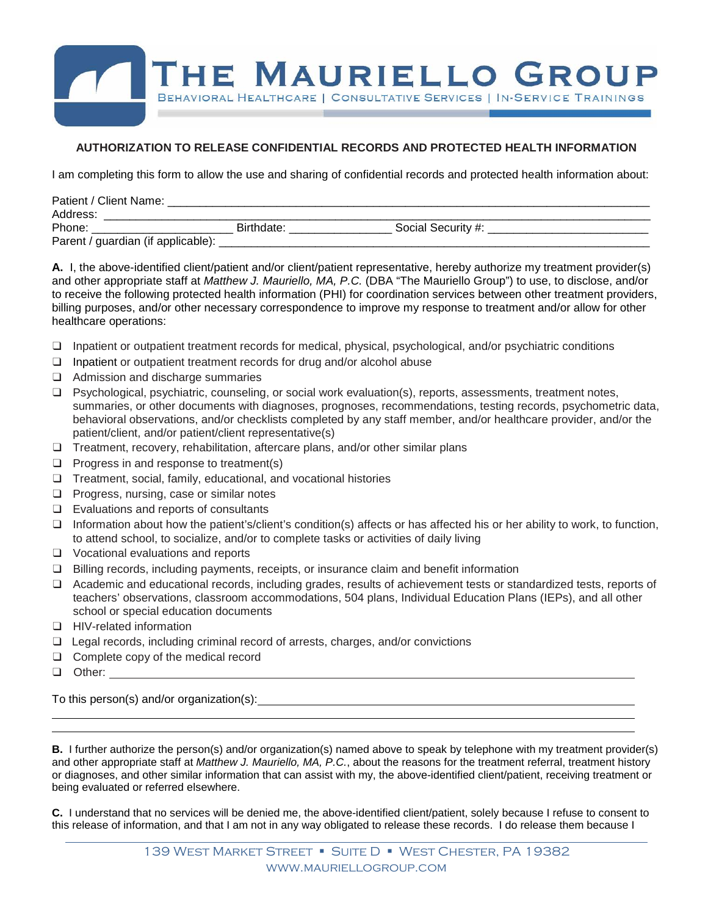# THE MAURIELLO GROUP

BEHAVIORAL HEALTHCARE | CONSULTATIVE SERVICES | IN-SERVICE TRAININGS

## AUTHORIZATION TO RELEASE CONFIDENTIAL RECORDS AND PROTECTED HEALTH INFORMATION

I am completing this form to allow the use and sharing of confidential records and protected health information about:

Patient / Client Name: ____________________________________________

Address: ____________________________________________

Phone: ______________________ Birthdate: ________________ Social Security #: _________________________

Parent / guardian (if applicable): ____________________________________________

**A.** I, the above-identified client/patient and/or client/patient representative, hereby authorize my treatment provider(s) and other appropriate staff at *Matthew J. Mauriello, MA, P.C.* (DBA "The Mauriello Group") to use, to disclose, and/or to receive the following protected health information (PHI) for coordination services between other treatment providers, billing purposes, and/or other necessary correspondence to improve my response to treatment and/or allow for other healthcare operations:

- ☐ Inpatient or outpatient treatment records for medical, physical, psychological, and/or psychiatric conditions
- ☐ Inpatient or outpatient treatment records for drug and/or alcohol abuse
- ☐ Admission and discharge summaries
- ☐ Psychological, psychiatric, counseling, or social work evaluation(s), reports, assessments, treatment notes, summaries, or other documents with diagnoses, prognoses, recommendations, testing records, psychometric data, behavioral observations, and/or checklists completed by any staff member, and/or healthcare provider, and/or the patient/client, and/or patient/client representative(s)
- ☐ Treatment, recovery, rehabilitation, aftercare plans, and/or other similar plans
- ☐ Progress in and response to treatment(s)
- ☐ Treatment, social, family, educational, and vocational histories
- ☐ Progress, nursing, case or similar notes
- ☐ Evaluations and reports of consultants
- ☐ Information about how the patient's/client's condition(s) affects or has affected his or her ability to work, to function, to attend school, to socialize, and/or to complete tasks or activities of daily living
- ☐ Vocational evaluations and reports
- ☐ Billing records, including payments, receipts, or insurance claim and benefit information
- ☐ Academic and educational records, including grades, results of achievement tests or standardized tests, reports of teachers' observations, classroom accommodations, 504 plans, Individual Education Plans (IEPs), and all other school or special education documents
- ☐ HIV-related information
- ☐ Legal records, including criminal record of arrests, charges, and/or convictions
- ☐ Complete copy of the medical record
- ☐ Other: ____________________________________________

To this person(s) and/or organization(s): ____________________________________________

____________________________________________

____________________________________________

**B.** I further authorize the person(s) and/or organization(s) named above to speak by telephone with my treatment provider(s) and other appropriate staff at *Matthew J. Mauriello, MA, P.C.*, about the reasons for the treatment referral, treatment history or diagnoses, and other similar information that can assist with my, the above-identified client/patient, receiving treatment or being evaluated or referred elsewhere.

**C.** I understand that no services will be denied me, the above-identified client/patient, solely because I refuse to consent to this release of information, and that I am not in any way obligated to release these records. I do release them because I

139 West Market Street ▪ Suite D ▪ West Chester, PA 19382
www.mauriellogroup.com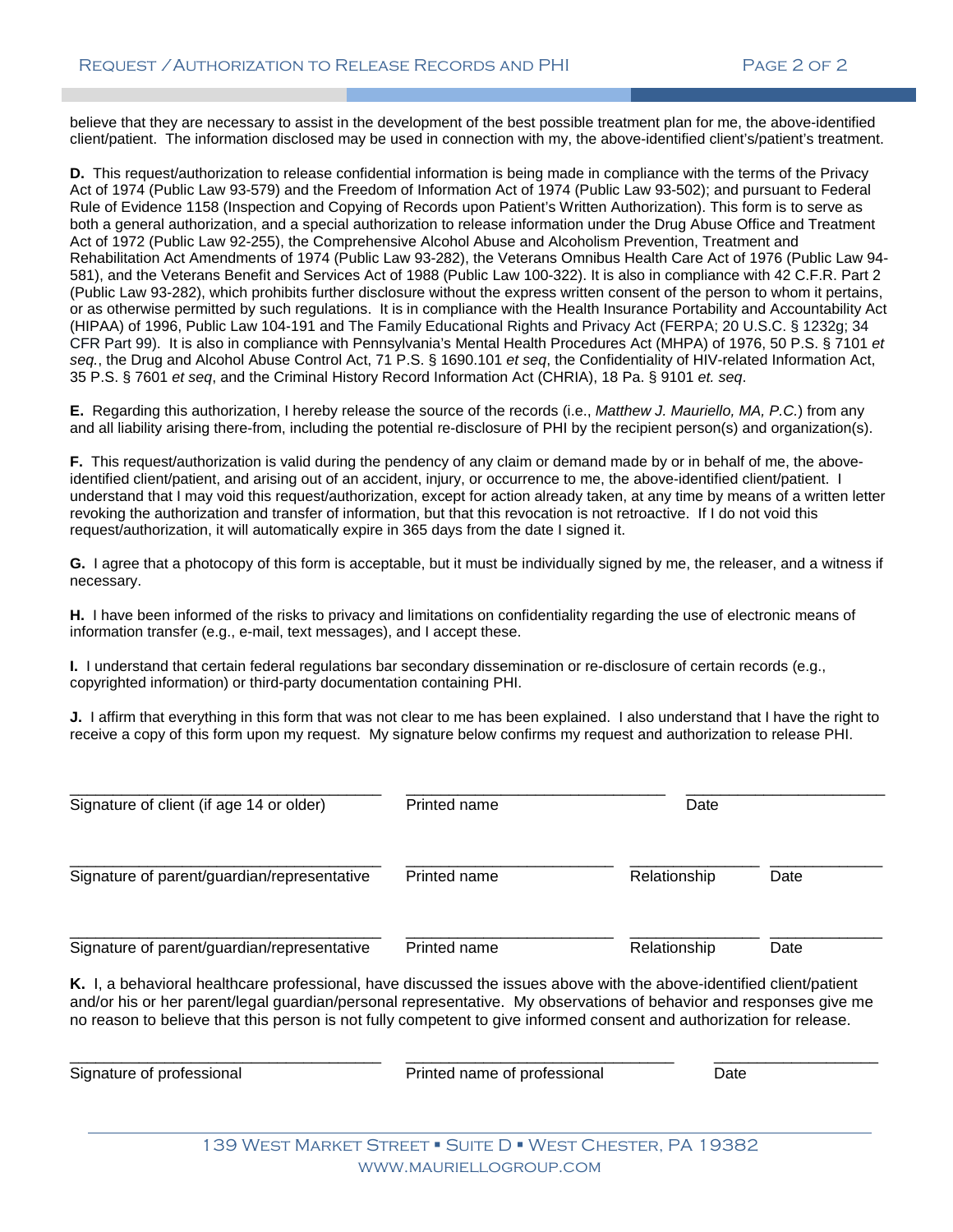believe that they are necessary to assist in the development of the best possible treatment plan for me, the above-identified client/patient. The information disclosed may be used in connection with my, the above-identified client's/patient's treatment.

**D.** This request/authorization to release confidential information is being made in compliance with the terms of the Privacy Act of 1974 (Public Law 93-579) and the Freedom of Information Act of 1974 (Public Law 93-502); and pursuant to Federal Rule of Evidence 1158 (Inspection and Copying of Records upon Patient's Written Authorization). This form is to serve as both a general authorization, and a special authorization to release information under the Drug Abuse Office and Treatment Act of 1972 (Public Law 92-255), the Comprehensive Alcohol Abuse and Alcoholism Prevention, Treatment and Rehabilitation Act Amendments of 1974 (Public Law 93-282), the Veterans Omnibus Health Care Act of 1976 (Public Law 94-581), and the Veterans Benefit and Services Act of 1988 (Public Law 100-322). It is also in compliance with 42 C.F.R. Part 2 (Public Law 93-282), which prohibits further disclosure without the express written consent of the person to whom it pertains, or as otherwise permitted by such regulations. It is in compliance with the Health Insurance Portability and Accountability Act (HIPAA) of 1996, Public Law 104-191 and The Family Educational Rights and Privacy Act (FERPA; 20 U.S.C. § 1232g; 34 CFR Part 99). It is also in compliance with Pennsylvania's Mental Health Procedures Act (MHPA) of 1976, 50 P.S. § 7101 *et seq.*, the Drug and Alcohol Abuse Control Act, 71 P.S. § 1690.101 *et seq*, the Confidentiality of HIV-related Information Act, 35 P.S. § 7601 *et seq*, and the Criminal History Record Information Act (CHRIA), 18 Pa. § 9101 *et. seq*.

**E.** Regarding this authorization, I hereby release the source of the records (i.e., *Matthew J. Mauriello, MA, P.C.*) from any and all liability arising there-from, including the potential re-disclosure of PHI by the recipient person(s) and organization(s).

**F.** This request/authorization is valid during the pendency of any claim or demand made by or in behalf of me, the above-identified client/patient, and arising out of an accident, injury, or occurrence to me, the above-identified client/patient. I understand that I may void this request/authorization, except for action already taken, at any time by means of a written letter revoking the authorization and transfer of information, but that this revocation is not retroactive. If I do not void this request/authorization, it will automatically expire in 365 days from the date I signed it.

**G.** I agree that a photocopy of this form is acceptable, but it must be individually signed by me, the releaser, and a witness if necessary.

**H.** I have been informed of the risks to privacy and limitations on confidentiality regarding the use of electronic means of information transfer (e.g., e-mail, text messages), and I accept these.

**I.** I understand that certain federal regulations bar secondary dissemination or re-disclosure of certain records (e.g., copyrighted information) or third-party documentation containing PHI.

**J.** I affirm that everything in this form that was not clear to me has been explained. I also understand that I have the right to receive a copy of this form upon my request. My signature below confirms my request and authorization to release PHI.

\_\_\_\_\_\_\_\_\_\_\_\_\_\_\_\_\_\_\_\_\_\_\_\_\_\_\_\_\_\_ \_\_\_\_\_\_\_\_\_\_\_\_\_\_\_\_\_\_\_\_\_\_\_\_ \_\_\_\_\_\_\_\_\_\_\_\_\_\_\_\_\_\_
Signature of client (if age 14 or older) | Printed name | Date

\_\_\_\_\_\_\_\_\_\_\_\_\_\_\_\_\_\_\_\_\_\_\_\_\_\_\_\_\_\_ \_\_\_\_\_\_\_\_\_\_\_\_\_\_\_\_\_\_\_\_ \_\_\_\_\_\_\_\_\_\_\_\_ \_\_\_\_\_\_\_\_\_\_\_
Signature of parent/guardian/representative | Printed name | Relationship | Date

\_\_\_\_\_\_\_\_\_\_\_\_\_\_\_\_\_\_\_\_\_\_\_\_\_\_\_\_\_\_ \_\_\_\_\_\_\_\_\_\_\_\_\_\_\_\_\_\_\_\_ \_\_\_\_\_\_\_\_\_\_\_\_ \_\_\_\_\_\_\_\_\_\_\_
Signature of parent/guardian/representative | Printed name | Relationship | Date

**K.** I, a behavioral healthcare professional, have discussed the issues above with the above-identified client/patient and/or his or her parent/legal guardian/personal representative. My observations of behavior and responses give me no reason to believe that this person is not fully competent to give informed consent and authorization for release.

\_\_\_\_\_\_\_\_\_\_\_\_\_\_\_\_\_\_\_\_\_\_\_\_\_\_\_\_\_\_ \_\_\_\_\_\_\_\_\_\_\_\_\_\_\_\_\_\_\_\_\_\_\_\_ \_\_\_\_\_\_\_\_\_\_\_\_\_\_\_
Signature of professional | Printed name of professional | Date

139 West Market Street ▪ Suite D ▪ West Chester, PA 19382
www.mauriellogroup.com